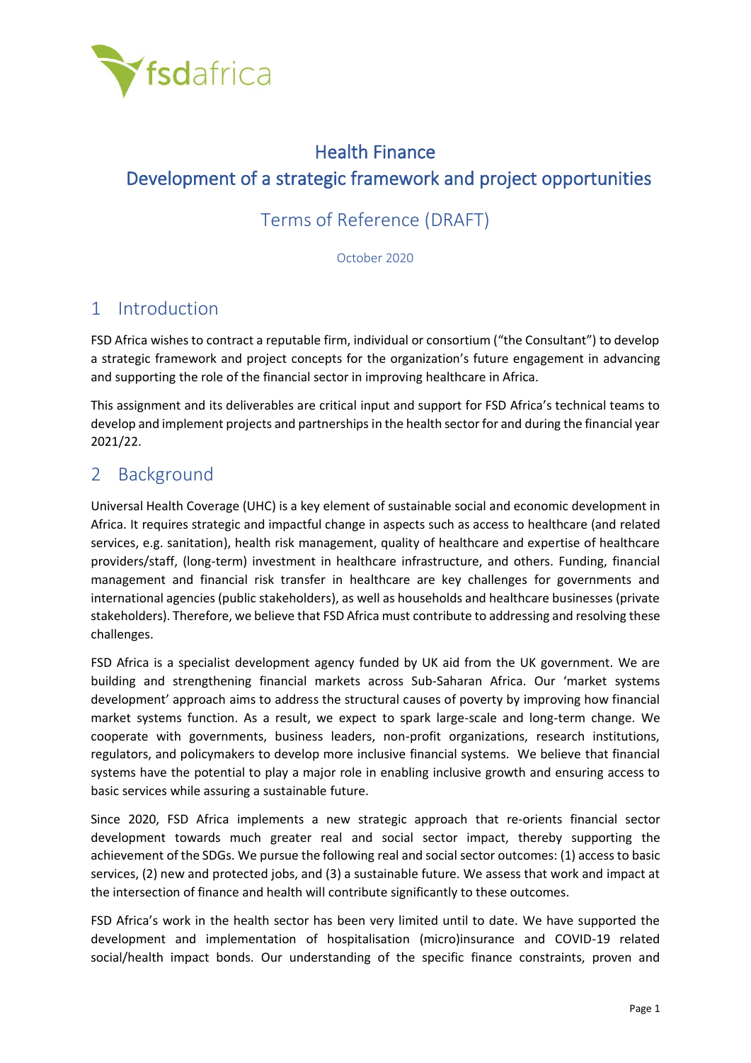# Health Finance

# Development of a strategic framework and project opportunities

## Terms of Reference (DRAFT)

October 2020

## 1 Introduction

FSD Africa wishes to contract a reputable firm, individual or consortium ("the Consultant") to develop a strategic framework and project concepts for the organization's future engagement in advancing and supporting the role of the financial sector in improving healthcare in Africa.

This assignment and its deliverables are critical input and support for FSD Africa's technical teams to develop and implement projects and partnerships in the health sector for and during the financial year 2021/22.

## 2 Background

Universal Health Coverage (UHC) is a key element of sustainable social and economic development in Africa. It requires strategic and impactful change in aspects such as access to healthcare (and related services, e.g. sanitation), health risk management, quality of healthcare and expertise of healthcare providers/staff, (long-term) investment in healthcare infrastructure, and others. Funding, financial management and financial risk transfer in healthcare are key challenges for governments and international agencies (public stakeholders), as well as households and healthcare businesses (private stakeholders). Therefore, we believe that FSD Africa must contribute to addressing and resolving these challenges.

FSD Africa is a specialist development agency funded by UK aid from the UK government. We are building and strengthening financial markets across Sub-Saharan Africa. Our 'market systems development' approach aims to address the structural causes of poverty by improving how financial market systems function. As a result, we expect to spark large-scale and long-term change. We cooperate with governments, business leaders, non-profit organizations, research institutions, regulators, and policymakers to develop more inclusive financial systems. We believe that financial systems have the potential to play a major role in enabling inclusive growth and ensuring access to basic services while assuring a sustainable future.

Since 2020, FSD Africa implements a new strategic approach that re-orients financial sector development towards much greater real and social sector impact, thereby supporting the achievement of the SDGs. We pursue the following real and social sector outcomes: (1) access to basic services, (2) new and protected jobs, and (3) a sustainable future. We assess that work and impact at the intersection of finance and health will contribute significantly to these outcomes.

FSD Africa's work in the health sector has been very limited until to date. We have supported the development and implementation of hospitalisation (micro)insurance and COVID-19 related social/health impact bonds. Our understanding of the specific finance constraints, proven and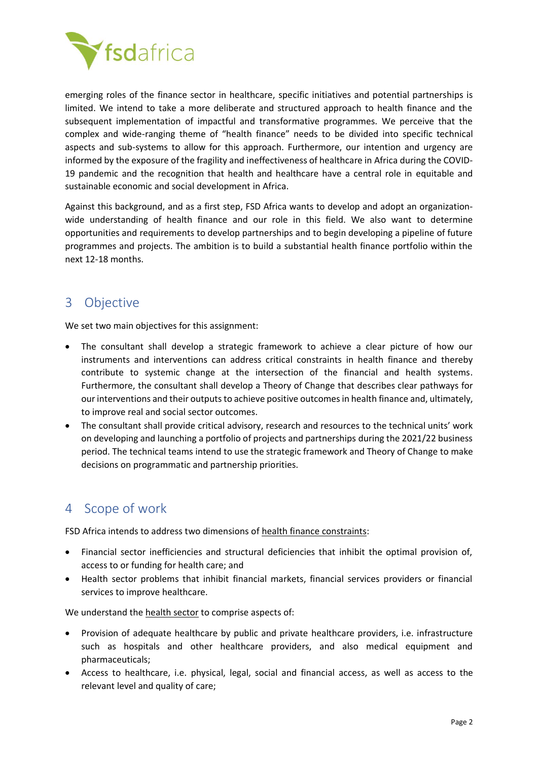emerging roles of the finance sector in healthcare, specific initiatives and potential partnerships is limited. We intend to take a more deliberate and structured approach to health finance and the subsequent implementation of impactful and transformative programmes. We perceive that the complex and wide-ranging theme of "health finance" needs to be divided into specific technical aspects and sub-systems to allow for this approach. Furthermore, our intention and urgency are informed by the exposure of the fragility and ineffectiveness of healthcare in Africa during the COVID-19 pandemic and the recognition that health and healthcare have a central role in equitable and sustainable economic and social development in Africa.

Against this background, and as a first step, FSD Africa wants to develop and adopt an organization-wide understanding of health finance and our role in this field. We also want to determine opportunities and requirements to develop partnerships and to begin developing a pipeline of future programmes and projects. The ambition is to build a substantial health finance portfolio within the next 12-18 months.

## 3 Objective

We set two main objectives for this assignment:

- The consultant shall develop a strategic framework to achieve a clear picture of how our instruments and interventions can address critical constraints in health finance and thereby contribute to systemic change at the intersection of the financial and health systems. Furthermore, the consultant shall develop a Theory of Change that describes clear pathways for our interventions and their outputs to achieve positive outcomes in health finance and, ultimately, to improve real and social sector outcomes.
- The consultant shall provide critical advisory, research and resources to the technical units' work on developing and launching a portfolio of projects and partnerships during the 2021/22 business period. The technical teams intend to use the strategic framework and Theory of Change to make decisions on programmatic and partnership priorities.

## 4 Scope of work

FSD Africa intends to address two dimensions of health finance constraints:

- Financial sector inefficiencies and structural deficiencies that inhibit the optimal provision of, access to or funding for health care; and
- Health sector problems that inhibit financial markets, financial services providers or financial services to improve healthcare.

We understand the health sector to comprise aspects of:

- Provision of adequate healthcare by public and private healthcare providers, i.e. infrastructure such as hospitals and other healthcare providers, and also medical equipment and pharmaceuticals;
- Access to healthcare, i.e. physical, legal, social and financial access, as well as access to the relevant level and quality of care;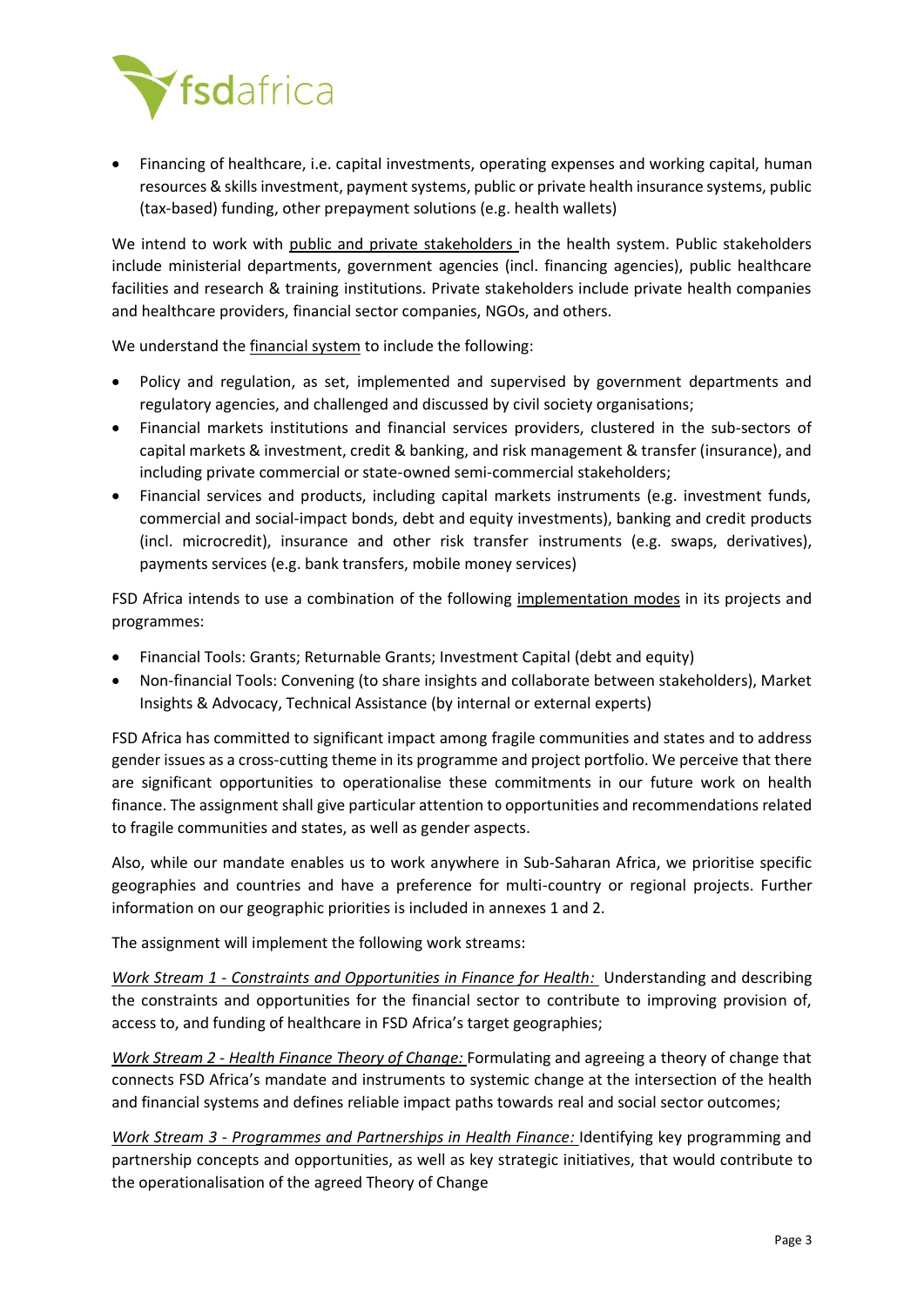- Financing of healthcare, i.e. capital investments, operating expenses and working capital, human resources & skills investment, payment systems, public or private health insurance systems, public (tax-based) funding, other prepayment solutions (e.g. health wallets)

We intend to work with public and private stakeholders in the health system. Public stakeholders include ministerial departments, government agencies (incl. financing agencies), public healthcare facilities and research & training institutions. Private stakeholders include private health companies and healthcare providers, financial sector companies, NGOs, and others.

We understand the financial system to include the following:

- Policy and regulation, as set, implemented and supervised by government departments and regulatory agencies, and challenged and discussed by civil society organisations;
- Financial markets institutions and financial services providers, clustered in the sub-sectors of capital markets & investment, credit & banking, and risk management & transfer (insurance), and including private commercial or state-owned semi-commercial stakeholders;
- Financial services and products, including capital markets instruments (e.g. investment funds, commercial and social-impact bonds, debt and equity investments), banking and credit products (incl. microcredit), insurance and other risk transfer instruments (e.g. swaps, derivatives), payments services (e.g. bank transfers, mobile money services)

FSD Africa intends to use a combination of the following implementation modes in its projects and programmes:

- Financial Tools: Grants; Returnable Grants; Investment Capital (debt and equity)
- Non-financial Tools: Convening (to share insights and collaborate between stakeholders), Market Insights & Advocacy, Technical Assistance (by internal or external experts)

FSD Africa has committed to significant impact among fragile communities and states and to address gender issues as a cross-cutting theme in its programme and project portfolio. We perceive that there are significant opportunities to operationalise these commitments in our future work on health finance. The assignment shall give particular attention to opportunities and recommendations related to fragile communities and states, as well as gender aspects.

Also, while our mandate enables us to work anywhere in Sub-Saharan Africa, we prioritise specific geographies and countries and have a preference for multi-country or regional projects. Further information on our geographic priorities is included in annexes 1 and 2.

The assignment will implement the following work streams:

*Work Stream 1 - Constraints and Opportunities in Finance for Health:* Understanding and describing the constraints and opportunities for the financial sector to contribute to improving provision of, access to, and funding of healthcare in FSD Africa's target geographies;

*Work Stream 2 - Health Finance Theory of Change:* Formulating and agreeing a theory of change that connects FSD Africa's mandate and instruments to systemic change at the intersection of the health and financial systems and defines reliable impact paths towards real and social sector outcomes;

*Work Stream 3 - Programmes and Partnerships in Health Finance:* Identifying key programming and partnership concepts and opportunities, as well as key strategic initiatives, that would contribute to the operationalisation of the agreed Theory of Change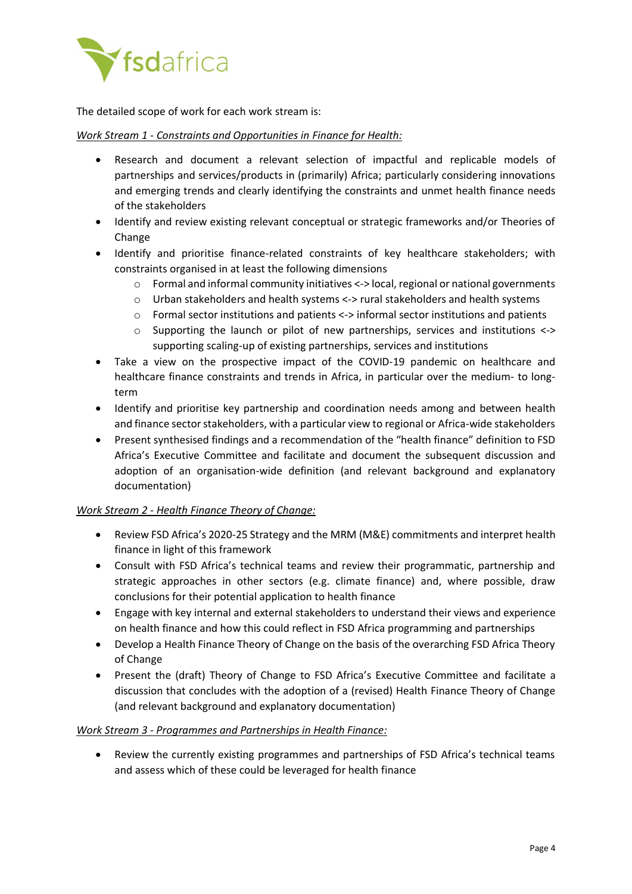The detailed scope of work for each work stream is:

*Work Stream 1 - Constraints and Opportunities in Finance for Health:*

- Research and document a relevant selection of impactful and replicable models of partnerships and services/products in (primarily) Africa; particularly considering innovations and emerging trends and clearly identifying the constraints and unmet health finance needs of the stakeholders
- Identify and review existing relevant conceptual or strategic frameworks and/or Theories of Change
- Identify and prioritise finance-related constraints of key healthcare stakeholders; with constraints organised in at least the following dimensions
  - Formal and informal community initiatives <-> local, regional or national governments
  - Urban stakeholders and health systems <-> rural stakeholders and health systems
  - Formal sector institutions and patients <-> informal sector institutions and patients
  - Supporting the launch or pilot of new partnerships, services and institutions <-> supporting scaling-up of existing partnerships, services and institutions
- Take a view on the prospective impact of the COVID-19 pandemic on healthcare and healthcare finance constraints and trends in Africa, in particular over the medium- to long-term
- Identify and prioritise key partnership and coordination needs among and between health and finance sector stakeholders, with a particular view to regional or Africa-wide stakeholders
- Present synthesised findings and a recommendation of the "health finance" definition to FSD Africa's Executive Committee and facilitate and document the subsequent discussion and adoption of an organisation-wide definition (and relevant background and explanatory documentation)

*Work Stream 2 - Health Finance Theory of Change:*

- Review FSD Africa's 2020-25 Strategy and the MRM (M&E) commitments and interpret health finance in light of this framework
- Consult with FSD Africa's technical teams and review their programmatic, partnership and strategic approaches in other sectors (e.g. climate finance) and, where possible, draw conclusions for their potential application to health finance
- Engage with key internal and external stakeholders to understand their views and experience on health finance and how this could reflect in FSD Africa programming and partnerships
- Develop a Health Finance Theory of Change on the basis of the overarching FSD Africa Theory of Change
- Present the (draft) Theory of Change to FSD Africa's Executive Committee and facilitate a discussion that concludes with the adoption of a (revised) Health Finance Theory of Change (and relevant background and explanatory documentation)

*Work Stream 3 - Programmes and Partnerships in Health Finance:*

- Review the currently existing programmes and partnerships of FSD Africa's technical teams and assess which of these could be leveraged for health finance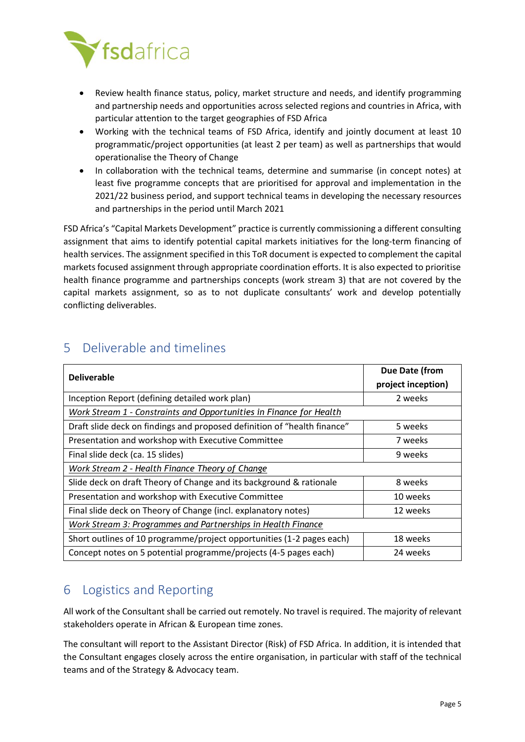- Review health finance status, policy, market structure and needs, and identify programming and partnership needs and opportunities across selected regions and countries in Africa, with particular attention to the target geographies of FSD Africa
- Working with the technical teams of FSD Africa, identify and jointly document at least 10 programmatic/project opportunities (at least 2 per team) as well as partnerships that would operationalise the Theory of Change
- In collaboration with the technical teams, determine and summarise (in concept notes) at least five programme concepts that are prioritised for approval and implementation in the 2021/22 business period, and support technical teams in developing the necessary resources and partnerships in the period until March 2021

FSD Africa's "Capital Markets Development" practice is currently commissioning a different consulting assignment that aims to identify potential capital markets initiatives for the long-term financing of health services. The assignment specified in this ToR document is expected to complement the capital markets focused assignment through appropriate coordination efforts. It is also expected to prioritise health finance programme and partnerships concepts (work stream 3) that are not covered by the capital markets assignment, so as to not duplicate consultants' work and develop potentially conflicting deliverables.

## 5 Deliverable and timelines

| Deliverable | Due Date (from project inception) |
|---|---|
| Inception Report (defining detailed work plan) | 2 weeks |
| *Work Stream 1 - Constraints and Opportunities in Finance for Health* | |
| Draft slide deck on findings and proposed definition of "health finance" | 5 weeks |
| Presentation and workshop with Executive Committee | 7 weeks |
| Final slide deck (ca. 15 slides) | 9 weeks |
| *Work Stream 2 - Health Finance Theory of Change* | |
| Slide deck on draft Theory of Change and its background & rationale | 8 weeks |
| Presentation and workshop with Executive Committee | 10 weeks |
| Final slide deck on Theory of Change (incl. explanatory notes) | 12 weeks |
| *Work Stream 3: Programmes and Partnerships in Health Finance* | |
| Short outlines of 10 programme/project opportunities (1-2 pages each) | 18 weeks |
| Concept notes on 5 potential programme/projects (4-5 pages each) | 24 weeks |

## 6 Logistics and Reporting

All work of the Consultant shall be carried out remotely. No travel is required. The majority of relevant stakeholders operate in African & European time zones.

The consultant will report to the Assistant Director (Risk) of FSD Africa. In addition, it is intended that the Consultant engages closely across the entire organisation, in particular with staff of the technical teams and of the Strategy & Advocacy team.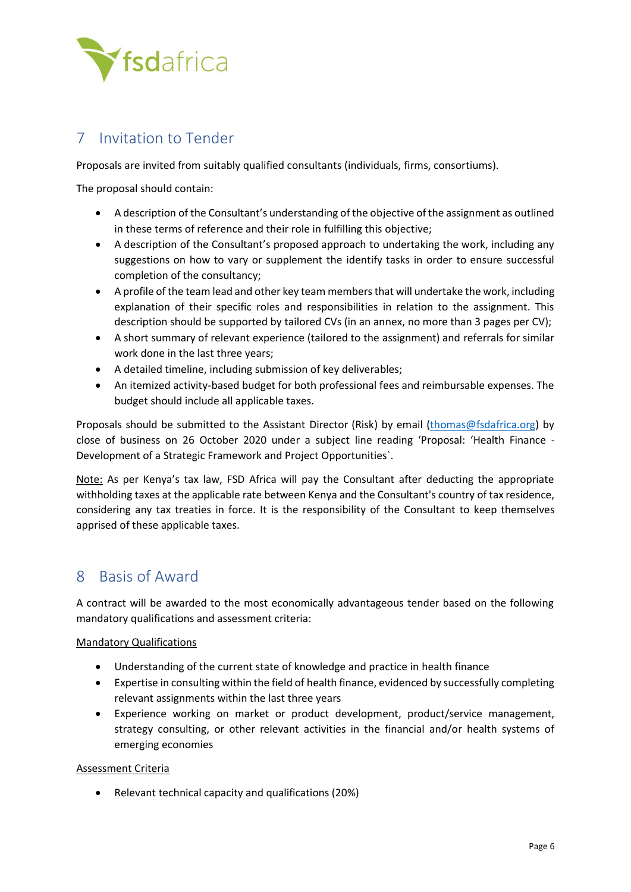## 7 Invitation to Tender

Proposals are invited from suitably qualified consultants (individuals, firms, consortiums).

The proposal should contain:

- A description of the Consultant's understanding of the objective of the assignment as outlined in these terms of reference and their role in fulfilling this objective;
- A description of the Consultant's proposed approach to undertaking the work, including any suggestions on how to vary or supplement the identify tasks in order to ensure successful completion of the consultancy;
- A profile of the team lead and other key team members that will undertake the work, including explanation of their specific roles and responsibilities in relation to the assignment. This description should be supported by tailored CVs (in an annex, no more than 3 pages per CV);
- A short summary of relevant experience (tailored to the assignment) and referrals for similar work done in the last three years;
- A detailed timeline, including submission of key deliverables;
- An itemized activity-based budget for both professional fees and reimbursable expenses. The budget should include all applicable taxes.

Proposals should be submitted to the Assistant Director (Risk) by email (thomas@fsdafrica.org) by close of business on 26 October 2020 under a subject line reading 'Proposal: 'Health Finance - Development of a Strategic Framework and Project Opportunities`.

<u>Note:</u> As per Kenya's tax law, FSD Africa will pay the Consultant after deducting the appropriate withholding taxes at the applicable rate between Kenya and the Consultant's country of tax residence, considering any tax treaties in force. It is the responsibility of the Consultant to keep themselves apprised of these applicable taxes.

## 8 Basis of Award

A contract will be awarded to the most economically advantageous tender based on the following mandatory qualifications and assessment criteria:

<u>Mandatory Qualifications</u>

- Understanding of the current state of knowledge and practice in health finance
- Expertise in consulting within the field of health finance, evidenced by successfully completing relevant assignments within the last three years
- Experience working on market or product development, product/service management, strategy consulting, or other relevant activities in the financial and/or health systems of emerging economies

<u>Assessment Criteria</u>

- Relevant technical capacity and qualifications (20%)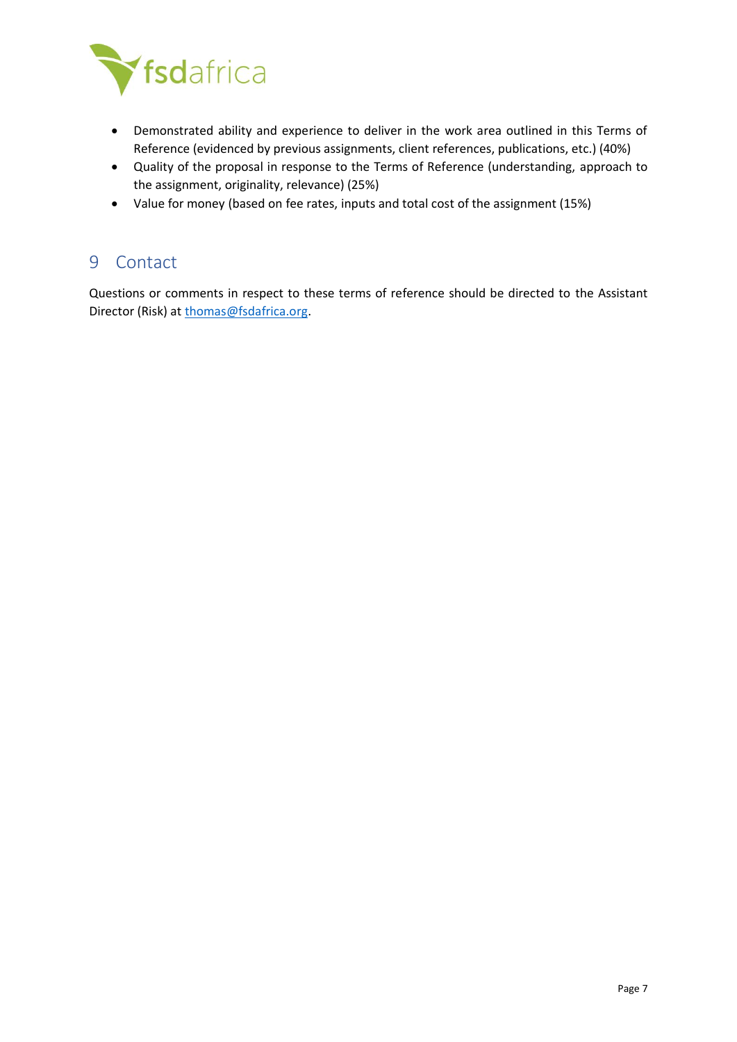- Demonstrated ability and experience to deliver in the work area outlined in this Terms of Reference (evidenced by previous assignments, client references, publications, etc.) (40%)
- Quality of the proposal in response to the Terms of Reference (understanding, approach to the assignment, originality, relevance) (25%)
- Value for money (based on fee rates, inputs and total cost of the assignment (15%)

# 9 Contact

Questions or comments in respect to these terms of reference should be directed to the Assistant Director (Risk) at thomas@fsdafrica.org.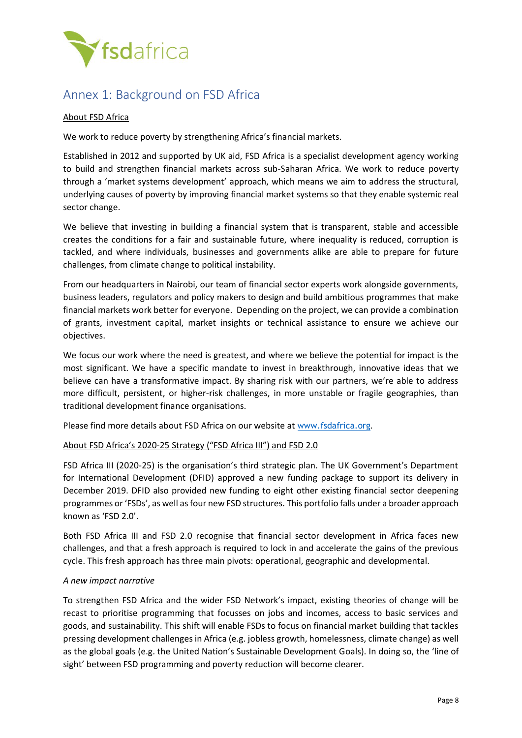# Annex 1: Background on FSD Africa

About FSD Africa

We work to reduce poverty by strengthening Africa's financial markets.

Established in 2012 and supported by UK aid, FSD Africa is a specialist development agency working to build and strengthen financial markets across sub-Saharan Africa. We work to reduce poverty through a 'market systems development' approach, which means we aim to address the structural, underlying causes of poverty by improving financial market systems so that they enable systemic real sector change.

We believe that investing in building a financial system that is transparent, stable and accessible creates the conditions for a fair and sustainable future, where inequality is reduced, corruption is tackled, and where individuals, businesses and governments alike are able to prepare for future challenges, from climate change to political instability.

From our headquarters in Nairobi, our team of financial sector experts work alongside governments, business leaders, regulators and policy makers to design and build ambitious programmes that make financial markets work better for everyone. Depending on the project, we can provide a combination of grants, investment capital, market insights or technical assistance to ensure we achieve our objectives.

We focus our work where the need is greatest, and where we believe the potential for impact is the most significant. We have a specific mandate to invest in breakthrough, innovative ideas that we believe can have a transformative impact. By sharing risk with our partners, we're able to address more difficult, persistent, or higher-risk challenges, in more unstable or fragile geographies, than traditional development finance organisations.

Please find more details about FSD Africa on our website at [www.fsdafrica.org](http://www.fsdafrica.org).

About FSD Africa's 2020-25 Strategy ("FSD Africa III") and FSD 2.0

FSD Africa III (2020-25) is the organisation's third strategic plan. The UK Government's Department for International Development (DFID) approved a new funding package to support its delivery in December 2019. DFID also provided new funding to eight other existing financial sector deepening programmes or 'FSDs', as well as four new FSD structures. This portfolio falls under a broader approach known as 'FSD 2.0'.

Both FSD Africa III and FSD 2.0 recognise that financial sector development in Africa faces new challenges, and that a fresh approach is required to lock in and accelerate the gains of the previous cycle. This fresh approach has three main pivots: operational, geographic and developmental.

*A new impact narrative*

To strengthen FSD Africa and the wider FSD Network's impact, existing theories of change will be recast to prioritise programming that focusses on jobs and incomes, access to basic services and goods, and sustainability. This shift will enable FSDs to focus on financial market building that tackles pressing development challenges in Africa (e.g. jobless growth, homelessness, climate change) as well as the global goals (e.g. the United Nation's Sustainable Development Goals). In doing so, the 'line of sight' between FSD programming and poverty reduction will become clearer.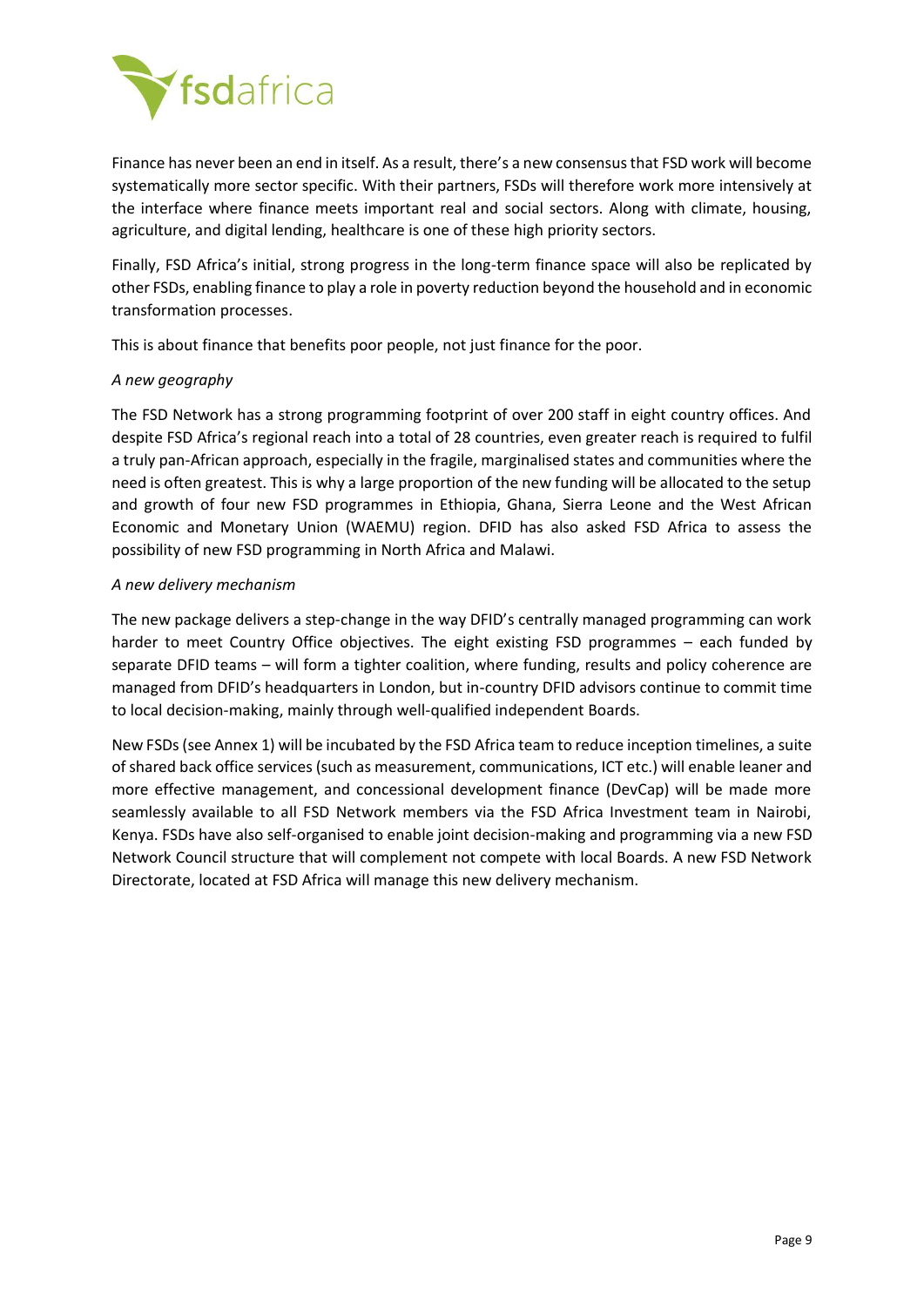Finance has never been an end in itself. As a result, there's a new consensus that FSD work will become systematically more sector specific. With their partners, FSDs will therefore work more intensively at the interface where finance meets important real and social sectors. Along with climate, housing, agriculture, and digital lending, healthcare is one of these high priority sectors.

Finally, FSD Africa's initial, strong progress in the long-term finance space will also be replicated by other FSDs, enabling finance to play a role in poverty reduction beyond the household and in economic transformation processes.

This is about finance that benefits poor people, not just finance for the poor.

*A new geography*

The FSD Network has a strong programming footprint of over 200 staff in eight country offices. And despite FSD Africa's regional reach into a total of 28 countries, even greater reach is required to fulfil a truly pan-African approach, especially in the fragile, marginalised states and communities where the need is often greatest. This is why a large proportion of the new funding will be allocated to the setup and growth of four new FSD programmes in Ethiopia, Ghana, Sierra Leone and the West African Economic and Monetary Union (WAEMU) region. DFID has also asked FSD Africa to assess the possibility of new FSD programming in North Africa and Malawi.

*A new delivery mechanism*

The new package delivers a step-change in the way DFID's centrally managed programming can work harder to meet Country Office objectives. The eight existing FSD programmes – each funded by separate DFID teams – will form a tighter coalition, where funding, results and policy coherence are managed from DFID's headquarters in London, but in-country DFID advisors continue to commit time to local decision-making, mainly through well-qualified independent Boards.

New FSDs (see Annex 1) will be incubated by the FSD Africa team to reduce inception timelines, a suite of shared back office services (such as measurement, communications, ICT etc.) will enable leaner and more effective management, and concessional development finance (DevCap) will be made more seamlessly available to all FSD Network members via the FSD Africa Investment team in Nairobi, Kenya. FSDs have also self-organised to enable joint decision-making and programming via a new FSD Network Council structure that will complement not compete with local Boards. A new FSD Network Directorate, located at FSD Africa will manage this new delivery mechanism.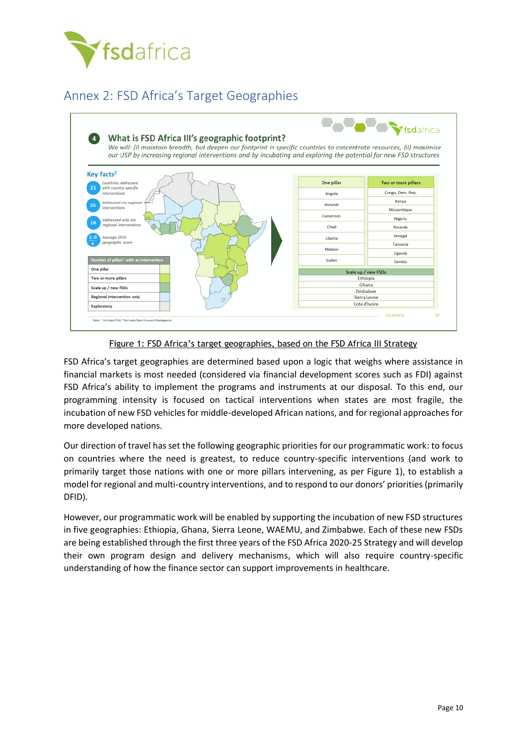# Annex 2: FSD Africa's Target Geographies

**4 What is FSD Africa III's geographic footprint?**

*We will: (i) maintain breadth, but deepen our footprint in specific countries to concentrate resources, (ii) maximise our USP by increasing regional interventions and by incubating and exploring the potential for new FSD structures*

Key facts[2]

21 Countries addressed with country-specific interventions

35 Addressed via regional interventions

16 Addressed only via regional interventions

2.8 / 4 Average DFID geographic score

| Number of pillars[1] with an intervention |
|---|
| One pillar |
| Two or more pillars |
| Scale up / new FSDs |
| Regional intervention only |
| Exploratory |

| One pillar | Two or more pillars |
|---|---|
| Angola | Congo, Dem. Rep. |
| Burundi | Kenya |
| Cameroon | Mozambique |
| Chad | Nigeria |
| Liberia | Rwanda |
| Malawi | Senegal |
| Sudan | Tanzania |
| | Uganda |
| | Zambia |

| Scale up / new FSDs |
|---|
| Ethiopia |
| Ghana |
| Zimbabwe |
| Sierra Leone |
| Cote d'Ivoire |

Note: [1] Includes FCAS [2] Excludes Mauritius and Madagascar

FSD AFRICA 39

Figure 1: FSD Africa's target geographies, based on the FSD Africa III Strategy

FSD Africa's target geographies are determined based upon a logic that weighs where assistance in financial markets is most needed (considered via financial development scores such as FDI) against FSD Africa's ability to implement the programs and instruments at our disposal. To this end, our programming intensity is focused on tactical interventions when states are most fragile, the incubation of new FSD vehicles for middle-developed African nations, and for regional approaches for more developed nations.

Our direction of travel has set the following geographic priorities for our programmatic work: to focus on countries where the need is greatest, to reduce country-specific interventions (and work to primarily target those nations with one or more pillars intervening, as per Figure 1), to establish a model for regional and multi-country interventions, and to respond to our donors' priorities (primarily DFID).

However, our programmatic work will be enabled by supporting the incubation of new FSD structures in five geographies: Ethiopia, Ghana, Sierra Leone, WAEMU, and Zimbabwe. Each of these new FSDs are being established through the first three years of the FSD Africa 2020-25 Strategy and will develop their own program design and delivery mechanisms, which will also require country-specific understanding of how the finance sector can support improvements in healthcare.